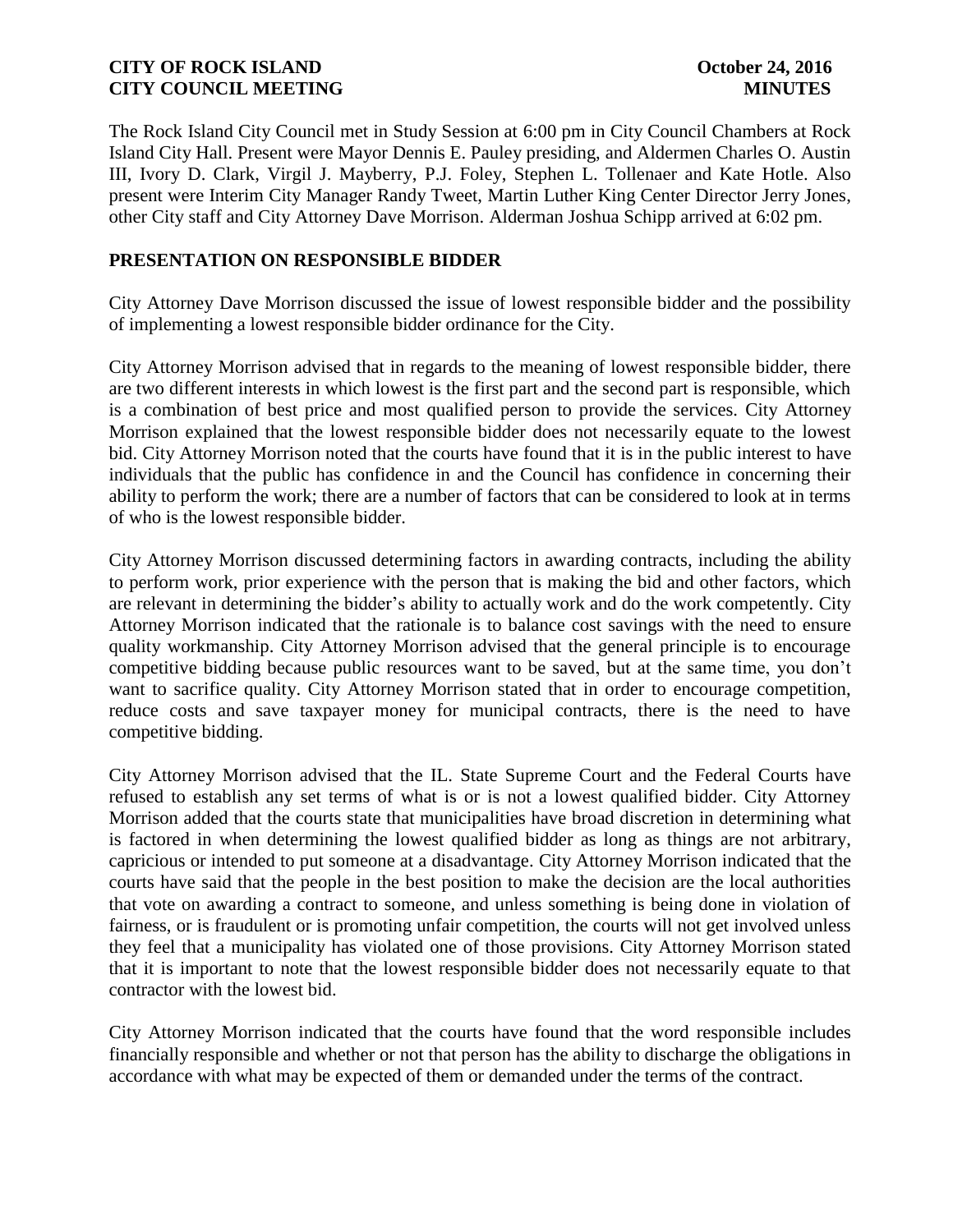The Rock Island City Council met in Study Session at 6:00 pm in City Council Chambers at Rock Island City Hall. Present were Mayor Dennis E. Pauley presiding, and Aldermen Charles O. Austin III, Ivory D. Clark, Virgil J. Mayberry, P.J. Foley, Stephen L. Tollenaer and Kate Hotle. Also present were Interim City Manager Randy Tweet, Martin Luther King Center Director Jerry Jones, other City staff and City Attorney Dave Morrison. Alderman Joshua Schipp arrived at 6:02 pm.

## PRESENTATION ON RESPONSIBLE BIDDER

City Attorney Dave Morrison discussed the issue of lowest responsible bidder and the possibility of implementing a lowest responsible bidder ordinance for the City.

City Attorney Morrison advised that in regards to the meaning of lowest responsible bidder, there are two different interests in which lowest is the first part and the second part is responsible, which is a combination of best price and most qualified person to provide the services. City Attorney Morrison explained that the lowest responsible bidder does not necessarily equate to the lowest bid. City Attorney Morrison noted that the courts have found that it is in the public interest to have individuals that the public has confidence in and the Council has confidence in concerning their ability to perform the work; there are a number of factors that can be considered to look at in terms of who is the lowest responsible bidder.

City Attorney Morrison discussed determining factors in awarding contracts, including the ability to perform work, prior experience with the person that is making the bid and other factors, which are relevant in determining the bidder's ability to actually work and do the work competently. City Attorney Morrison indicated that the rationale is to balance cost savings with the need to ensure quality workmanship. City Attorney Morrison advised that the general principle is to encourage competitive bidding because public resources want to be saved, but at the same time, you don't want to sacrifice quality. City Attorney Morrison stated that in order to encourage competition, reduce costs and save taxpayer money for municipal contracts, there is the need to have competitive bidding.

City Attorney Morrison advised that the IL. State Supreme Court and the Federal Courts have refused to establish any set terms of what is or is not a lowest qualified bidder. City Attorney Morrison added that the courts state that municipalities have broad discretion in determining what is factored in when determining the lowest qualified bidder as long as things are not arbitrary, capricious or intended to put someone at a disadvantage. City Attorney Morrison indicated that the courts have said that the people in the best position to make the decision are the local authorities that vote on awarding a contract to someone, and unless something is being done in violation of fairness, or is fraudulent or is promoting unfair competition, the courts will not get involved unless they feel that a municipality has violated one of those provisions. City Attorney Morrison stated that it is important to note that the lowest responsible bidder does not necessarily equate to that contractor with the lowest bid.

City Attorney Morrison indicated that the courts have found that the word responsible includes financially responsible and whether or not that person has the ability to discharge the obligations in accordance with what may be expected of them or demanded under the terms of the contract.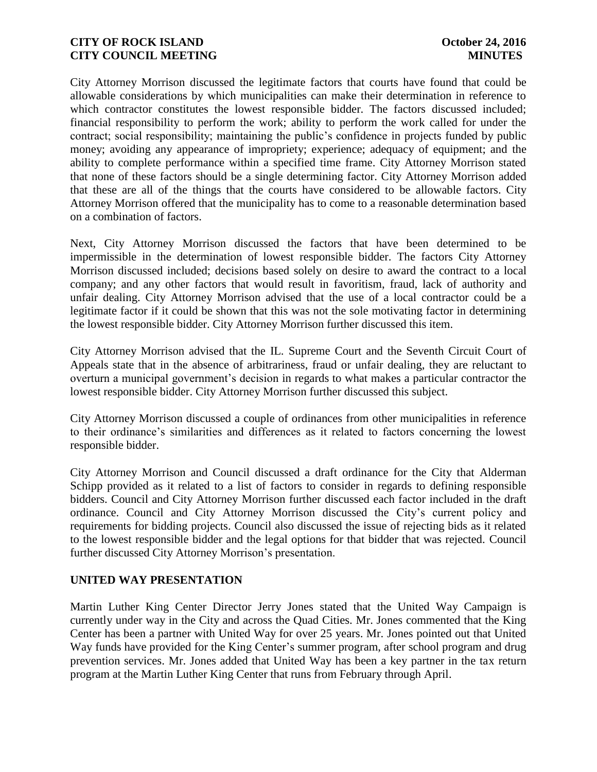City Attorney Morrison discussed the legitimate factors that courts have found that could be allowable considerations by which municipalities can make their determination in reference to which contractor constitutes the lowest responsible bidder. The factors discussed included; financial responsibility to perform the work; ability to perform the work called for under the contract; social responsibility; maintaining the public's confidence in projects funded by public money; avoiding any appearance of impropriety; experience; adequacy of equipment; and the ability to complete performance within a specified time frame. City Attorney Morrison stated that none of these factors should be a single determining factor. City Attorney Morrison added that these are all of the things that the courts have considered to be allowable factors. City Attorney Morrison offered that the municipality has to come to a reasonable determination based on a combination of factors.

Next, City Attorney Morrison discussed the factors that have been determined to be impermissible in the determination of lowest responsible bidder. The factors City Attorney Morrison discussed included; decisions based solely on desire to award the contract to a local company; and any other factors that would result in favoritism, fraud, lack of authority and unfair dealing. City Attorney Morrison advised that the use of a local contractor could be a legitimate factor if it could be shown that this was not the sole motivating factor in determining the lowest responsible bidder. City Attorney Morrison further discussed this item.

City Attorney Morrison advised that the IL. Supreme Court and the Seventh Circuit Court of Appeals state that in the absence of arbitrariness, fraud or unfair dealing, they are reluctant to overturn a municipal government's decision in regards to what makes a particular contractor the lowest responsible bidder. City Attorney Morrison further discussed this subject.

City Attorney Morrison discussed a couple of ordinances from other municipalities in reference to their ordinance's similarities and differences as it related to factors concerning the lowest responsible bidder.

City Attorney Morrison and Council discussed a draft ordinance for the City that Alderman Schipp provided as it related to a list of factors to consider in regards to defining responsible bidders. Council and City Attorney Morrison further discussed each factor included in the draft ordinance. Council and City Attorney Morrison discussed the City's current policy and requirements for bidding projects. Council also discussed the issue of rejecting bids as it related to the lowest responsible bidder and the legal options for that bidder that was rejected. Council further discussed City Attorney Morrison's presentation.

## UNITED WAY PRESENTATION

Martin Luther King Center Director Jerry Jones stated that the United Way Campaign is currently under way in the City and across the Quad Cities. Mr. Jones commented that the King Center has been a partner with United Way for over 25 years. Mr. Jones pointed out that United Way funds have provided for the King Center's summer program, after school program and drug prevention services. Mr. Jones added that United Way has been a key partner in the tax return program at the Martin Luther King Center that runs from February through April.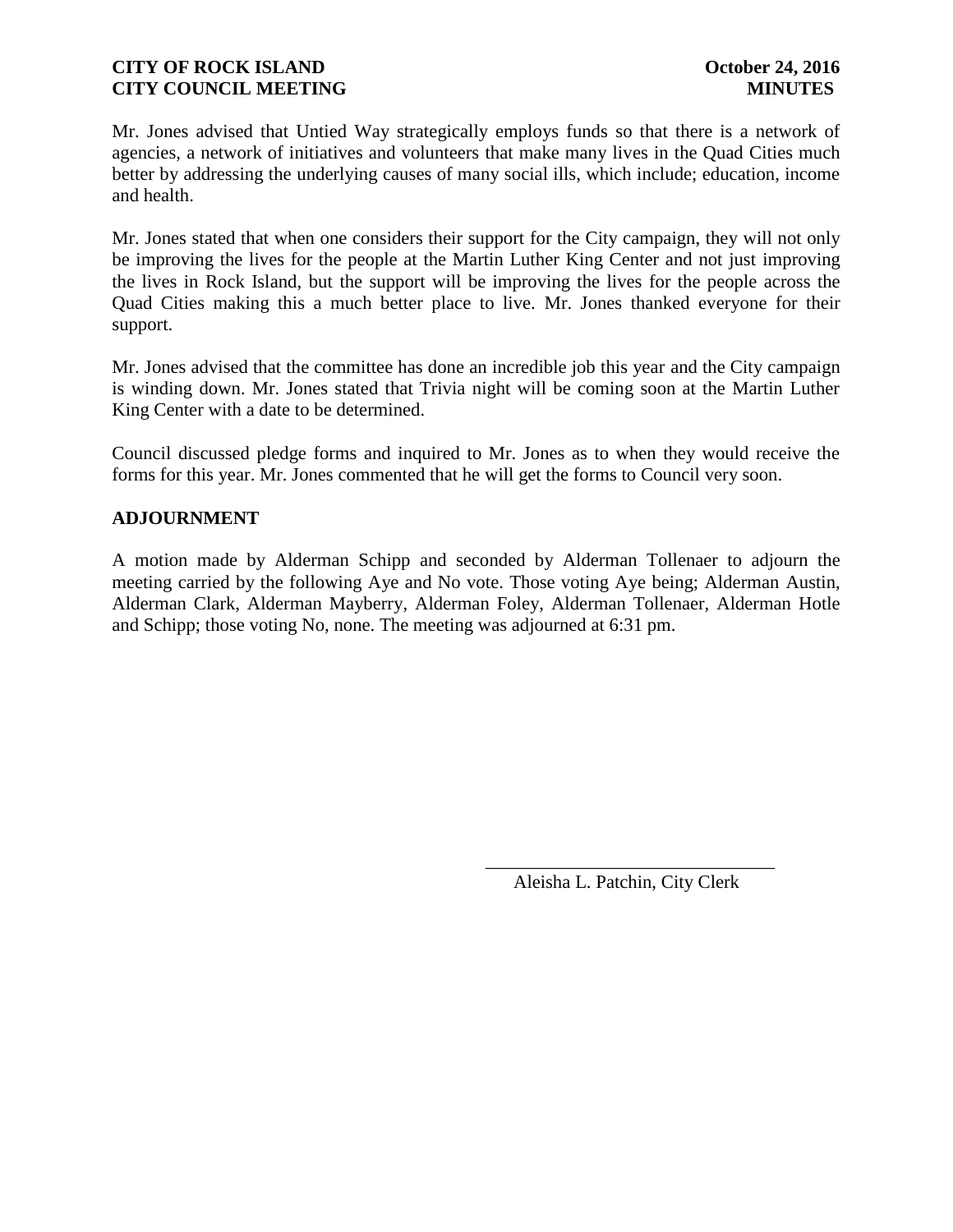Mr. Jones advised that Untied Way strategically employs funds so that there is a network of agencies, a network of initiatives and volunteers that make many lives in the Quad Cities much better by addressing the underlying causes of many social ills, which include; education, income and health.

Mr. Jones stated that when one considers their support for the City campaign, they will not only be improving the lives for the people at the Martin Luther King Center and not just improving the lives in Rock Island, but the support will be improving the lives for the people across the Quad Cities making this a much better place to live. Mr. Jones thanked everyone for their support.

Mr. Jones advised that the committee has done an incredible job this year and the City campaign is winding down. Mr. Jones stated that Trivia night will be coming soon at the Martin Luther King Center with a date to be determined.

Council discussed pledge forms and inquired to Mr. Jones as to when they would receive the forms for this year. Mr. Jones commented that he will get the forms to Council very soon.

**ADJOURNMENT**

A motion made by Alderman Schipp and seconded by Alderman Tollenaer to adjourn the meeting carried by the following Aye and No vote. Those voting Aye being; Alderman Austin, Alderman Clark, Alderman Mayberry, Alderman Foley, Alderman Tollenaer, Alderman Hotle and Schipp; those voting No, none. The meeting was adjourned at 6:31 pm.

\_\_\_\_\_\_\_\_\_\_\_\_\_\_\_\_\_\_\_\_\_\_\_\_\_\_\_\_\_\_\_\_

Aleisha L. Patchin, City Clerk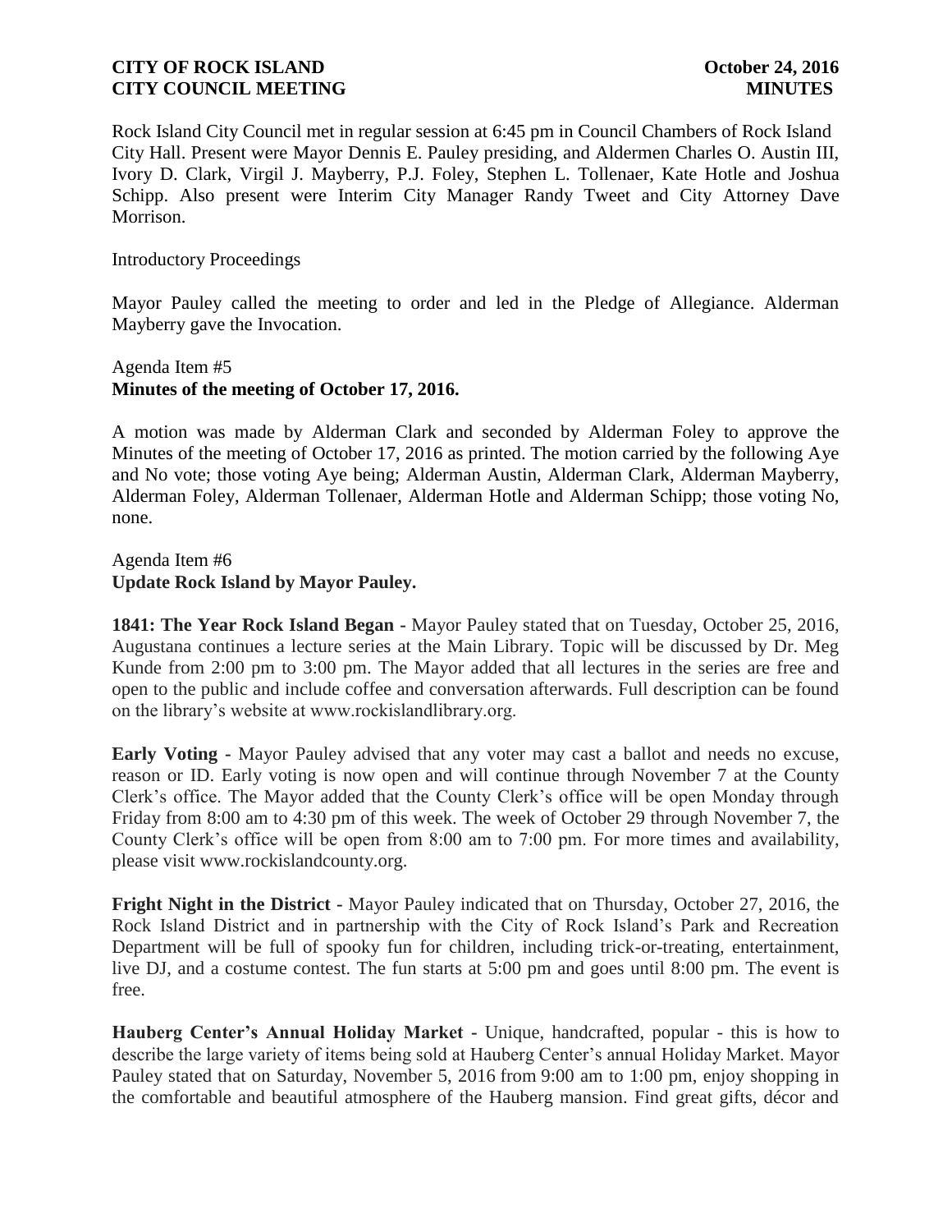Rock Island City Council met in regular session at 6:45 pm in Council Chambers of Rock Island City Hall. Present were Mayor Dennis E. Pauley presiding, and Aldermen Charles O. Austin III, Ivory D. Clark, Virgil J. Mayberry, P.J. Foley, Stephen L. Tollenaer, Kate Hotle and Joshua Schipp. Also present were Interim City Manager Randy Tweet and City Attorney Dave Morrison.

Introductory Proceedings

Mayor Pauley called the meeting to order and led in the Pledge of Allegiance. Alderman Mayberry gave the Invocation.

Agenda Item #5
**Minutes of the meeting of October 17, 2016.**

A motion was made by Alderman Clark and seconded by Alderman Foley to approve the Minutes of the meeting of October 17, 2016 as printed. The motion carried by the following Aye and No vote; those voting Aye being; Alderman Austin, Alderman Clark, Alderman Mayberry, Alderman Foley, Alderman Tollenaer, Alderman Hotle and Alderman Schipp; those voting No, none.

Agenda Item #6
**Update Rock Island by Mayor Pauley.**

**1841: The Year Rock Island Began -** Mayor Pauley stated that on Tuesday, October 25, 2016, Augustana continues a lecture series at the Main Library. Topic will be discussed by Dr. Meg Kunde from 2:00 pm to 3:00 pm. The Mayor added that all lectures in the series are free and open to the public and include coffee and conversation afterwards. Full description can be found on the library's website at www.rockislandlibrary.org.

**Early Voting -** Mayor Pauley advised that any voter may cast a ballot and needs no excuse, reason or ID. Early voting is now open and will continue through November 7 at the County Clerk's office. The Mayor added that the County Clerk's office will be open Monday through Friday from 8:00 am to 4:30 pm of this week. The week of October 29 through November 7, the County Clerk's office will be open from 8:00 am to 7:00 pm. For more times and availability, please visit www.rockislandcounty.org.

**Fright Night in the District -** Mayor Pauley indicated that on Thursday, October 27, 2016, the Rock Island District and in partnership with the City of Rock Island's Park and Recreation Department will be full of spooky fun for children, including trick-or-treating, entertainment, live DJ, and a costume contest. The fun starts at 5:00 pm and goes until 8:00 pm. The event is free.

**Hauberg Center's Annual Holiday Market -** Unique, handcrafted, popular - this is how to describe the large variety of items being sold at Hauberg Center's annual Holiday Market. Mayor Pauley stated that on Saturday, November 5, 2016 from 9:00 am to 1:00 pm, enjoy shopping in the comfortable and beautiful atmosphere of the Hauberg mansion. Find great gifts, décor and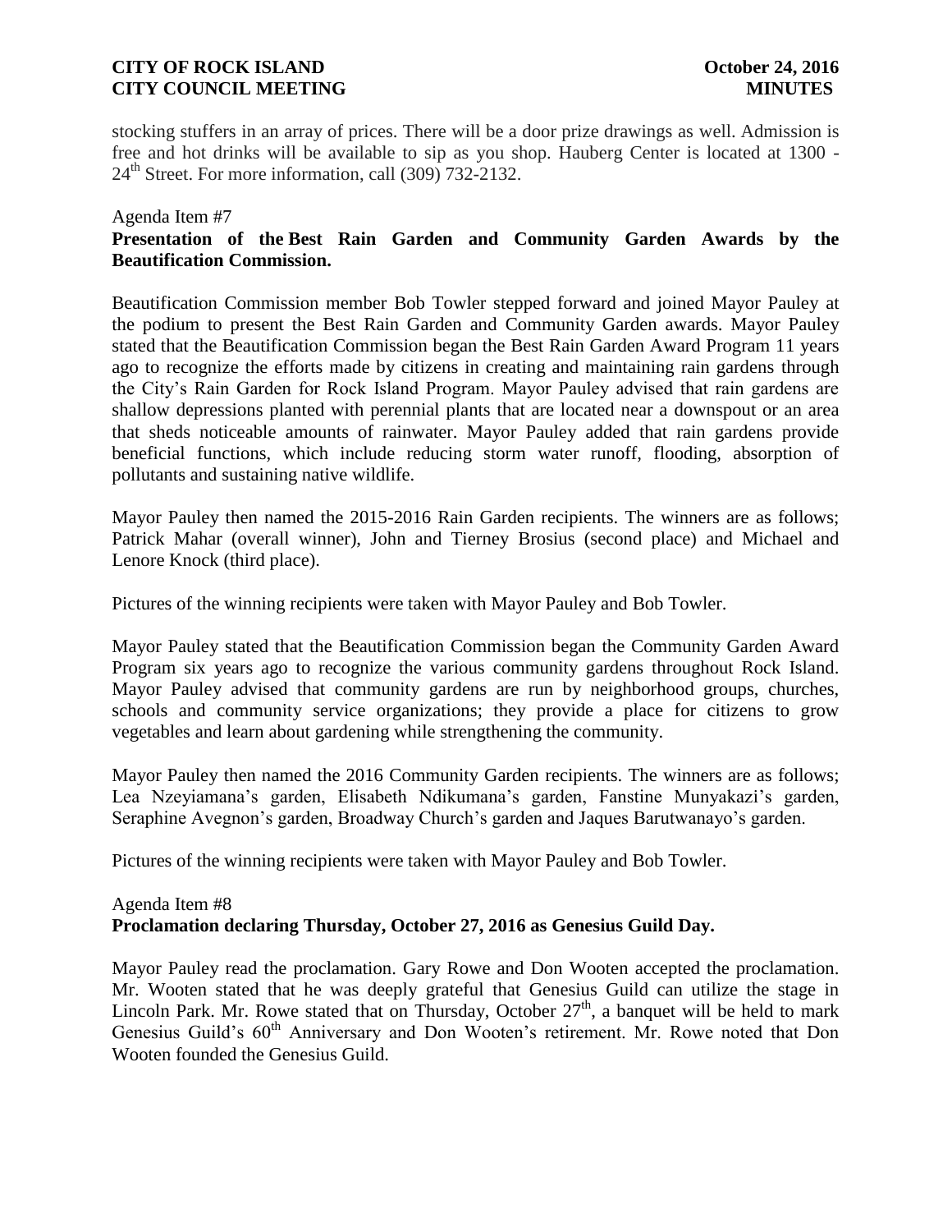stocking stuffers in an array of prices. There will be a door prize drawings as well. Admission is free and hot drinks will be available to sip as you shop. Hauberg Center is located at 1300 - 24th Street. For more information, call (309) 732-2132.

Agenda Item #7

**Presentation of the Best Rain Garden and Community Garden Awards by the Beautification Commission.**

Beautification Commission member Bob Towler stepped forward and joined Mayor Pauley at the podium to present the Best Rain Garden and Community Garden awards. Mayor Pauley stated that the Beautification Commission began the Best Rain Garden Award Program 11 years ago to recognize the efforts made by citizens in creating and maintaining rain gardens through the City's Rain Garden for Rock Island Program. Mayor Pauley advised that rain gardens are shallow depressions planted with perennial plants that are located near a downspout or an area that sheds noticeable amounts of rainwater. Mayor Pauley added that rain gardens provide beneficial functions, which include reducing storm water runoff, flooding, absorption of pollutants and sustaining native wildlife.

Mayor Pauley then named the 2015-2016 Rain Garden recipients. The winners are as follows; Patrick Mahar (overall winner), John and Tierney Brosius (second place) and Michael and Lenore Knock (third place).

Pictures of the winning recipients were taken with Mayor Pauley and Bob Towler.

Mayor Pauley stated that the Beautification Commission began the Community Garden Award Program six years ago to recognize the various community gardens throughout Rock Island. Mayor Pauley advised that community gardens are run by neighborhood groups, churches, schools and community service organizations; they provide a place for citizens to grow vegetables and learn about gardening while strengthening the community.

Mayor Pauley then named the 2016 Community Garden recipients. The winners are as follows; Lea Nzeyiamana's garden, Elisabeth Ndikumana's garden, Fanstine Munyakazi's garden, Seraphine Avegnon's garden, Broadway Church's garden and Jaques Barutwanayo's garden.

Pictures of the winning recipients were taken with Mayor Pauley and Bob Towler.

Agenda Item #8

**Proclamation declaring Thursday, October 27, 2016 as Genesius Guild Day.**

Mayor Pauley read the proclamation. Gary Rowe and Don Wooten accepted the proclamation. Mr. Wooten stated that he was deeply grateful that Genesius Guild can utilize the stage in Lincoln Park. Mr. Rowe stated that on Thursday, October 27th, a banquet will be held to mark Genesius Guild's 60th Anniversary and Don Wooten's retirement. Mr. Rowe noted that Don Wooten founded the Genesius Guild.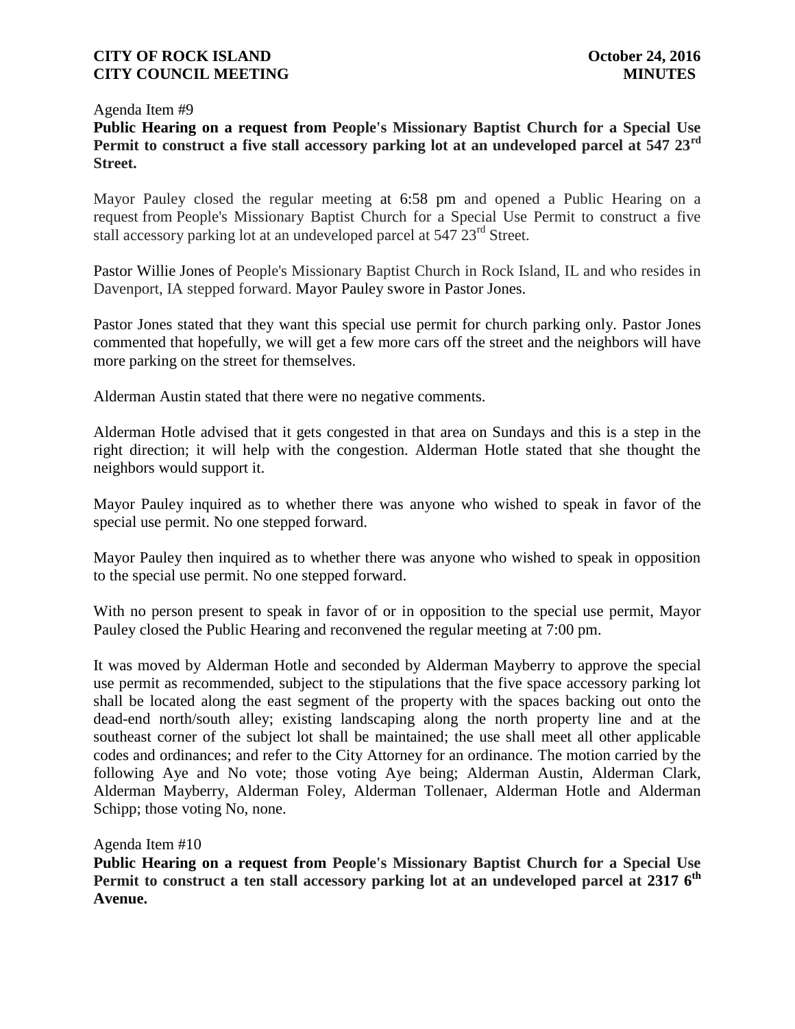Agenda Item #9

**Public Hearing on a request from People's Missionary Baptist Church for a Special Use Permit to construct a five stall accessory parking lot at an undeveloped parcel at 547 23rd Street.**

Mayor Pauley closed the regular meeting at 6:58 pm and opened a Public Hearing on a request from People's Missionary Baptist Church for a Special Use Permit to construct a five stall accessory parking lot at an undeveloped parcel at 547 23rd Street.

Pastor Willie Jones of People's Missionary Baptist Church in Rock Island, IL and who resides in Davenport, IA stepped forward. Mayor Pauley swore in Pastor Jones.

Pastor Jones stated that they want this special use permit for church parking only. Pastor Jones commented that hopefully, we will get a few more cars off the street and the neighbors will have more parking on the street for themselves.

Alderman Austin stated that there were no negative comments.

Alderman Hotle advised that it gets congested in that area on Sundays and this is a step in the right direction; it will help with the congestion. Alderman Hotle stated that she thought the neighbors would support it.

Mayor Pauley inquired as to whether there was anyone who wished to speak in favor of the special use permit. No one stepped forward.

Mayor Pauley then inquired as to whether there was anyone who wished to speak in opposition to the special use permit. No one stepped forward.

With no person present to speak in favor of or in opposition to the special use permit, Mayor Pauley closed the Public Hearing and reconvened the regular meeting at 7:00 pm.

It was moved by Alderman Hotle and seconded by Alderman Mayberry to approve the special use permit as recommended, subject to the stipulations that the five space accessory parking lot shall be located along the east segment of the property with the spaces backing out onto the dead-end north/south alley; existing landscaping along the north property line and at the southeast corner of the subject lot shall be maintained; the use shall meet all other applicable codes and ordinances; and refer to the City Attorney for an ordinance. The motion carried by the following Aye and No vote; those voting Aye being; Alderman Austin, Alderman Clark, Alderman Mayberry, Alderman Foley, Alderman Tollenaer, Alderman Hotle and Alderman Schipp; those voting No, none.

Agenda Item #10

**Public Hearing on a request from People's Missionary Baptist Church for a Special Use Permit to construct a ten stall accessory parking lot at an undeveloped parcel at 2317 6th Avenue.**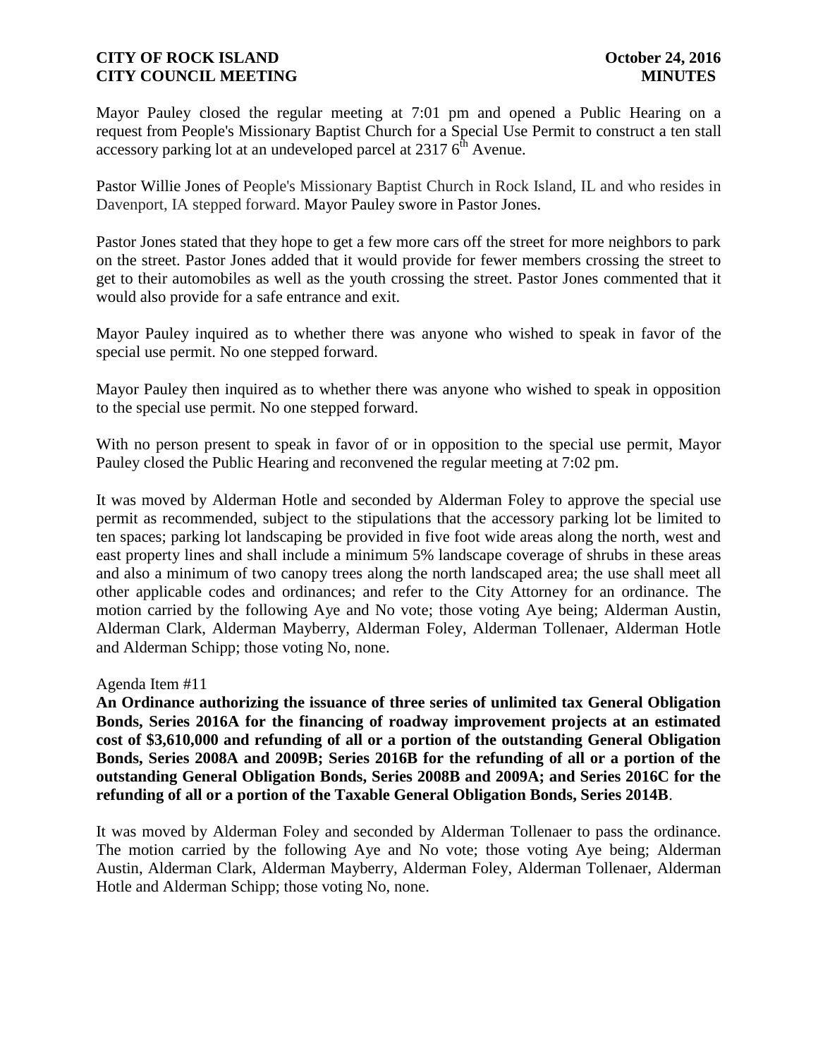Mayor Pauley closed the regular meeting at 7:01 pm and opened a Public Hearing on a request from People's Missionary Baptist Church for a Special Use Permit to construct a ten stall accessory parking lot at an undeveloped parcel at 2317 6th Avenue.

Pastor Willie Jones of People's Missionary Baptist Church in Rock Island, IL and who resides in Davenport, IA stepped forward. Mayor Pauley swore in Pastor Jones.

Pastor Jones stated that they hope to get a few more cars off the street for more neighbors to park on the street. Pastor Jones added that it would provide for fewer members crossing the street to get to their automobiles as well as the youth crossing the street. Pastor Jones commented that it would also provide for a safe entrance and exit.

Mayor Pauley inquired as to whether there was anyone who wished to speak in favor of the special use permit. No one stepped forward.

Mayor Pauley then inquired as to whether there was anyone who wished to speak in opposition to the special use permit. No one stepped forward.

With no person present to speak in favor of or in opposition to the special use permit, Mayor Pauley closed the Public Hearing and reconvened the regular meeting at 7:02 pm.

It was moved by Alderman Hotle and seconded by Alderman Foley to approve the special use permit as recommended, subject to the stipulations that the accessory parking lot be limited to ten spaces; parking lot landscaping be provided in five foot wide areas along the north, west and east property lines and shall include a minimum 5% landscape coverage of shrubs in these areas and also a minimum of two canopy trees along the north landscaped area; the use shall meet all other applicable codes and ordinances; and refer to the City Attorney for an ordinance. The motion carried by the following Aye and No vote; those voting Aye being; Alderman Austin, Alderman Clark, Alderman Mayberry, Alderman Foley, Alderman Tollenaer, Alderman Hotle and Alderman Schipp; those voting No, none.

Agenda Item #11

**An Ordinance authorizing the issuance of three series of unlimited tax General Obligation Bonds, Series 2016A for the financing of roadway improvement projects at an estimated cost of $3,610,000 and refunding of all or a portion of the outstanding General Obligation Bonds, Series 2008A and 2009B; Series 2016B for the refunding of all or a portion of the outstanding General Obligation Bonds, Series 2008B and 2009A; and Series 2016C for the refunding of all or a portion of the Taxable General Obligation Bonds, Series 2014B**.

It was moved by Alderman Foley and seconded by Alderman Tollenaer to pass the ordinance. The motion carried by the following Aye and No vote; those voting Aye being; Alderman Austin, Alderman Clark, Alderman Mayberry, Alderman Foley, Alderman Tollenaer, Alderman Hotle and Alderman Schipp; those voting No, none.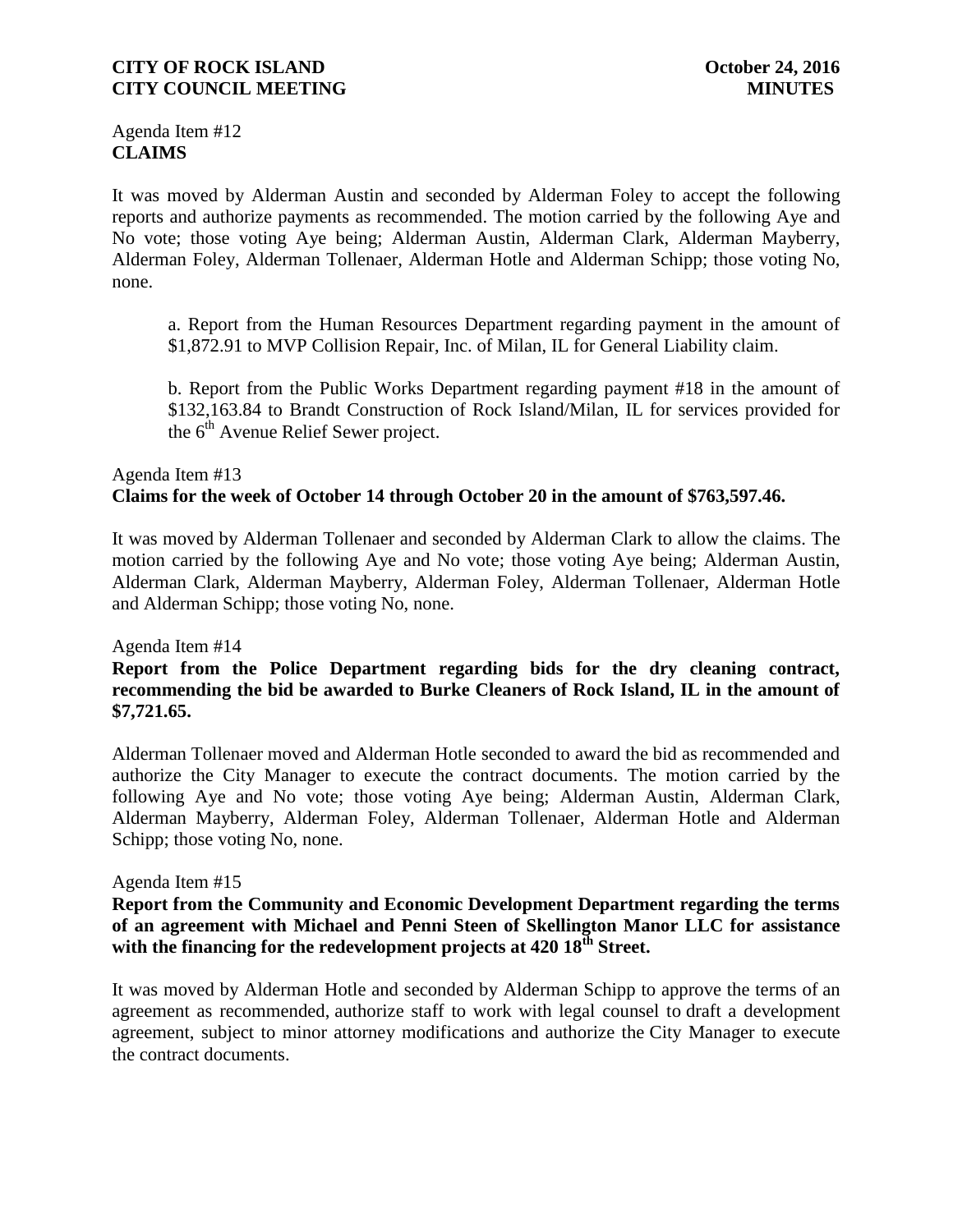Agenda Item #12
**CLAIMS**

It was moved by Alderman Austin and seconded by Alderman Foley to accept the following reports and authorize payments as recommended. The motion carried by the following Aye and No vote; those voting Aye being; Alderman Austin, Alderman Clark, Alderman Mayberry, Alderman Foley, Alderman Tollenaer, Alderman Hotle and Alderman Schipp; those voting No, none.

a. Report from the Human Resources Department regarding payment in the amount of $1,872.91 to MVP Collision Repair, Inc. of Milan, IL for General Liability claim.

b. Report from the Public Works Department regarding payment #18 in the amount of $132,163.84 to Brandt Construction of Rock Island/Milan, IL for services provided for the 6th Avenue Relief Sewer project.

Agenda Item #13
**Claims for the week of October 14 through October 20 in the amount of $763,597.46.**

It was moved by Alderman Tollenaer and seconded by Alderman Clark to allow the claims. The motion carried by the following Aye and No vote; those voting Aye being; Alderman Austin, Alderman Clark, Alderman Mayberry, Alderman Foley, Alderman Tollenaer, Alderman Hotle and Alderman Schipp; those voting No, none.

Agenda Item #14
**Report from the Police Department regarding bids for the dry cleaning contract, recommending the bid be awarded to Burke Cleaners of Rock Island, IL in the amount of $7,721.65.**

Alderman Tollenaer moved and Alderman Hotle seconded to award the bid as recommended and authorize the City Manager to execute the contract documents. The motion carried by the following Aye and No vote; those voting Aye being; Alderman Austin, Alderman Clark, Alderman Mayberry, Alderman Foley, Alderman Tollenaer, Alderman Hotle and Alderman Schipp; those voting No, none.

Agenda Item #15
**Report from the Community and Economic Development Department regarding the terms of an agreement with Michael and Penni Steen of Skellington Manor LLC for assistance with the financing for the redevelopment projects at 420 18th Street.**

It was moved by Alderman Hotle and seconded by Alderman Schipp to approve the terms of an agreement as recommended, authorize staff to work with legal counsel to draft a development agreement, subject to minor attorney modifications and authorize the City Manager to execute the contract documents.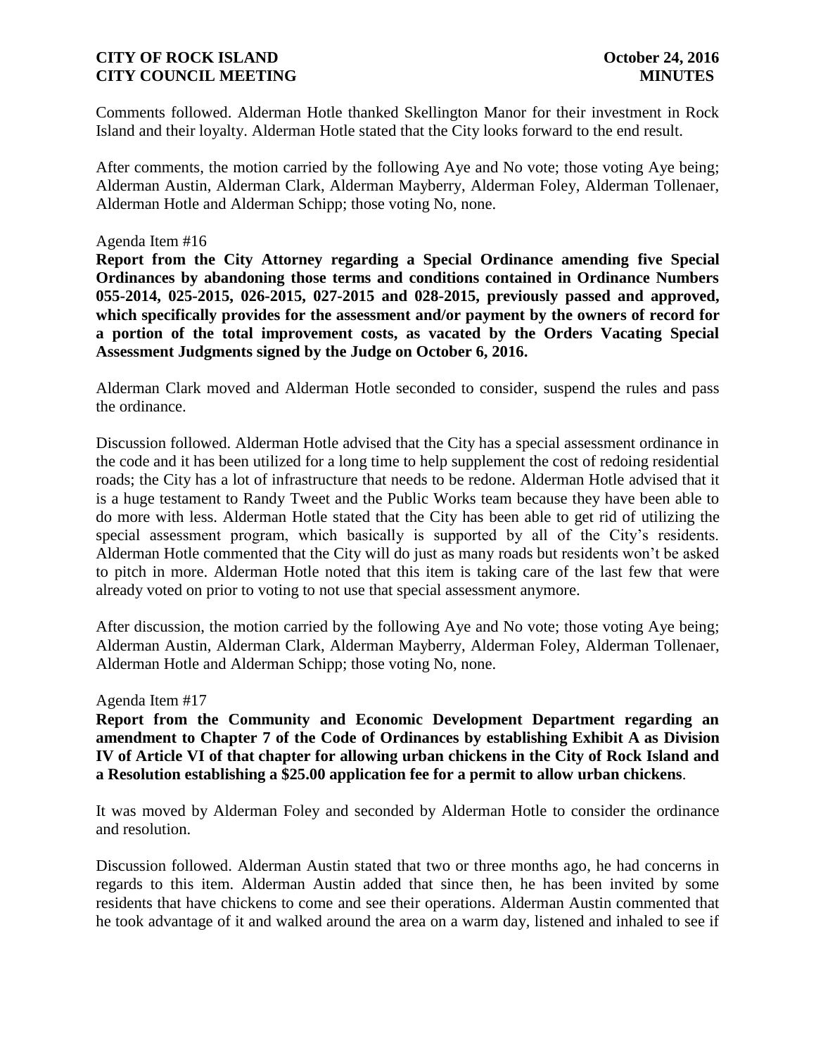Comments followed. Alderman Hotle thanked Skellington Manor for their investment in Rock Island and their loyalty. Alderman Hotle stated that the City looks forward to the end result.

After comments, the motion carried by the following Aye and No vote; those voting Aye being; Alderman Austin, Alderman Clark, Alderman Mayberry, Alderman Foley, Alderman Tollenaer, Alderman Hotle and Alderman Schipp; those voting No, none.

Agenda Item #16

**Report from the City Attorney regarding a Special Ordinance amending five Special Ordinances by abandoning those terms and conditions contained in Ordinance Numbers 055-2014, 025-2015, 026-2015, 027-2015 and 028-2015, previously passed and approved, which specifically provides for the assessment and/or payment by the owners of record for a portion of the total improvement costs, as vacated by the Orders Vacating Special Assessment Judgments signed by the Judge on October 6, 2016.**

Alderman Clark moved and Alderman Hotle seconded to consider, suspend the rules and pass the ordinance.

Discussion followed. Alderman Hotle advised that the City has a special assessment ordinance in the code and it has been utilized for a long time to help supplement the cost of redoing residential roads; the City has a lot of infrastructure that needs to be redone. Alderman Hotle advised that it is a huge testament to Randy Tweet and the Public Works team because they have been able to do more with less. Alderman Hotle stated that the City has been able to get rid of utilizing the special assessment program, which basically is supported by all of the City's residents. Alderman Hotle commented that the City will do just as many roads but residents won't be asked to pitch in more. Alderman Hotle noted that this item is taking care of the last few that were already voted on prior to voting to not use that special assessment anymore.

After discussion, the motion carried by the following Aye and No vote; those voting Aye being; Alderman Austin, Alderman Clark, Alderman Mayberry, Alderman Foley, Alderman Tollenaer, Alderman Hotle and Alderman Schipp; those voting No, none.

Agenda Item #17

**Report from the Community and Economic Development Department regarding an amendment to Chapter 7 of the Code of Ordinances by establishing Exhibit A as Division IV of Article VI of that chapter for allowing urban chickens in the City of Rock Island and a Resolution establishing a $25.00 application fee for a permit to allow urban chickens**.

It was moved by Alderman Foley and seconded by Alderman Hotle to consider the ordinance and resolution.

Discussion followed. Alderman Austin stated that two or three months ago, he had concerns in regards to this item. Alderman Austin added that since then, he has been invited by some residents that have chickens to come and see their operations. Alderman Austin commented that he took advantage of it and walked around the area on a warm day, listened and inhaled to see if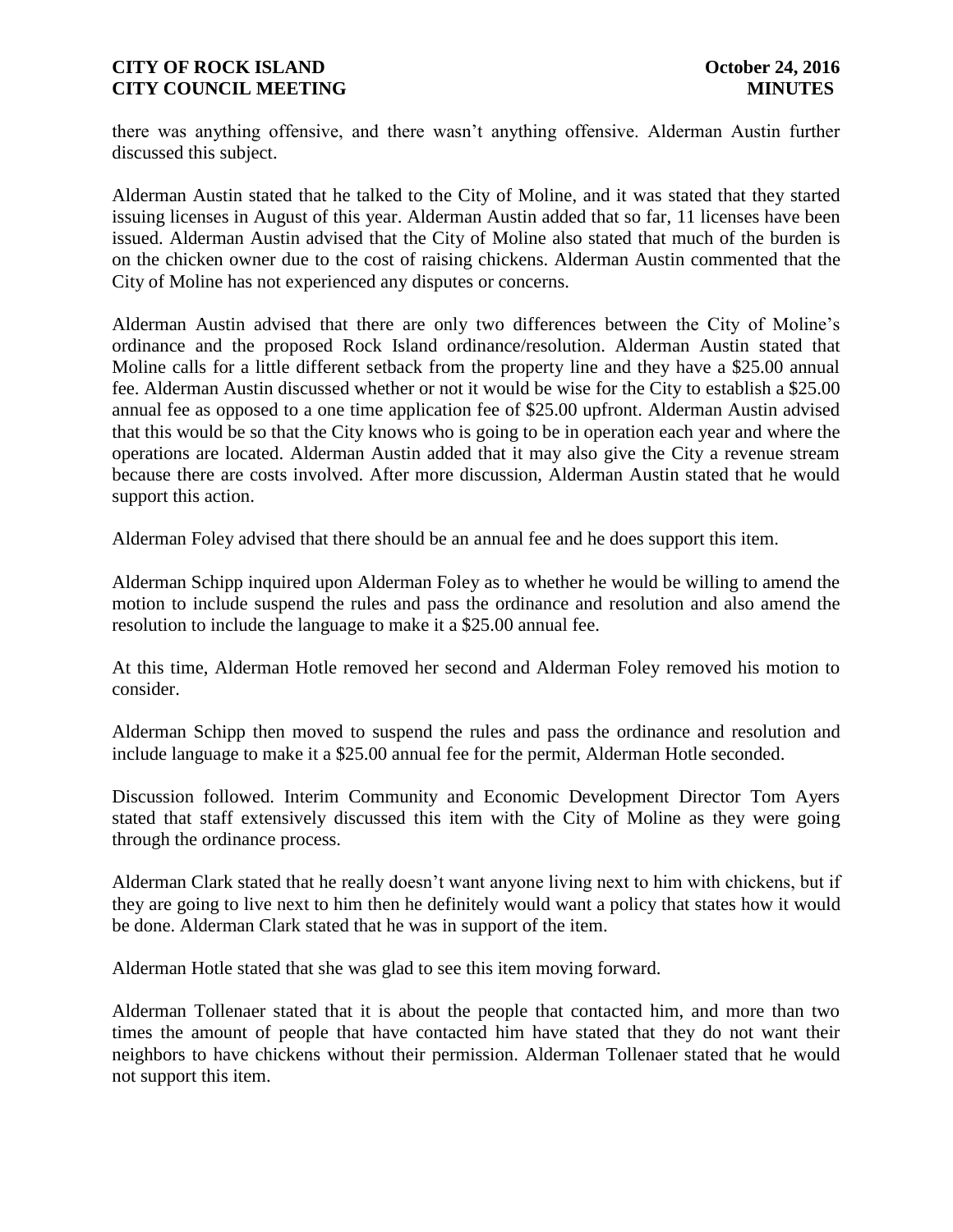there was anything offensive, and there wasn't anything offensive. Alderman Austin further discussed this subject.

Alderman Austin stated that he talked to the City of Moline, and it was stated that they started issuing licenses in August of this year. Alderman Austin added that so far, 11 licenses have been issued. Alderman Austin advised that the City of Moline also stated that much of the burden is on the chicken owner due to the cost of raising chickens. Alderman Austin commented that the City of Moline has not experienced any disputes or concerns.

Alderman Austin advised that there are only two differences between the City of Moline's ordinance and the proposed Rock Island ordinance/resolution. Alderman Austin stated that Moline calls for a little different setback from the property line and they have a $25.00 annual fee. Alderman Austin discussed whether or not it would be wise for the City to establish a $25.00 annual fee as opposed to a one time application fee of $25.00 upfront. Alderman Austin advised that this would be so that the City knows who is going to be in operation each year and where the operations are located. Alderman Austin added that it may also give the City a revenue stream because there are costs involved. After more discussion, Alderman Austin stated that he would support this action.

Alderman Foley advised that there should be an annual fee and he does support this item.

Alderman Schipp inquired upon Alderman Foley as to whether he would be willing to amend the motion to include suspend the rules and pass the ordinance and resolution and also amend the resolution to include the language to make it a $25.00 annual fee.

At this time, Alderman Hotle removed her second and Alderman Foley removed his motion to consider.

Alderman Schipp then moved to suspend the rules and pass the ordinance and resolution and include language to make it a $25.00 annual fee for the permit, Alderman Hotle seconded.

Discussion followed. Interim Community and Economic Development Director Tom Ayers stated that staff extensively discussed this item with the City of Moline as they were going through the ordinance process.

Alderman Clark stated that he really doesn't want anyone living next to him with chickens, but if they are going to live next to him then he definitely would want a policy that states how it would be done. Alderman Clark stated that he was in support of the item.

Alderman Hotle stated that she was glad to see this item moving forward.

Alderman Tollenaer stated that it is about the people that contacted him, and more than two times the amount of people that have contacted him have stated that they do not want their neighbors to have chickens without their permission. Alderman Tollenaer stated that he would not support this item.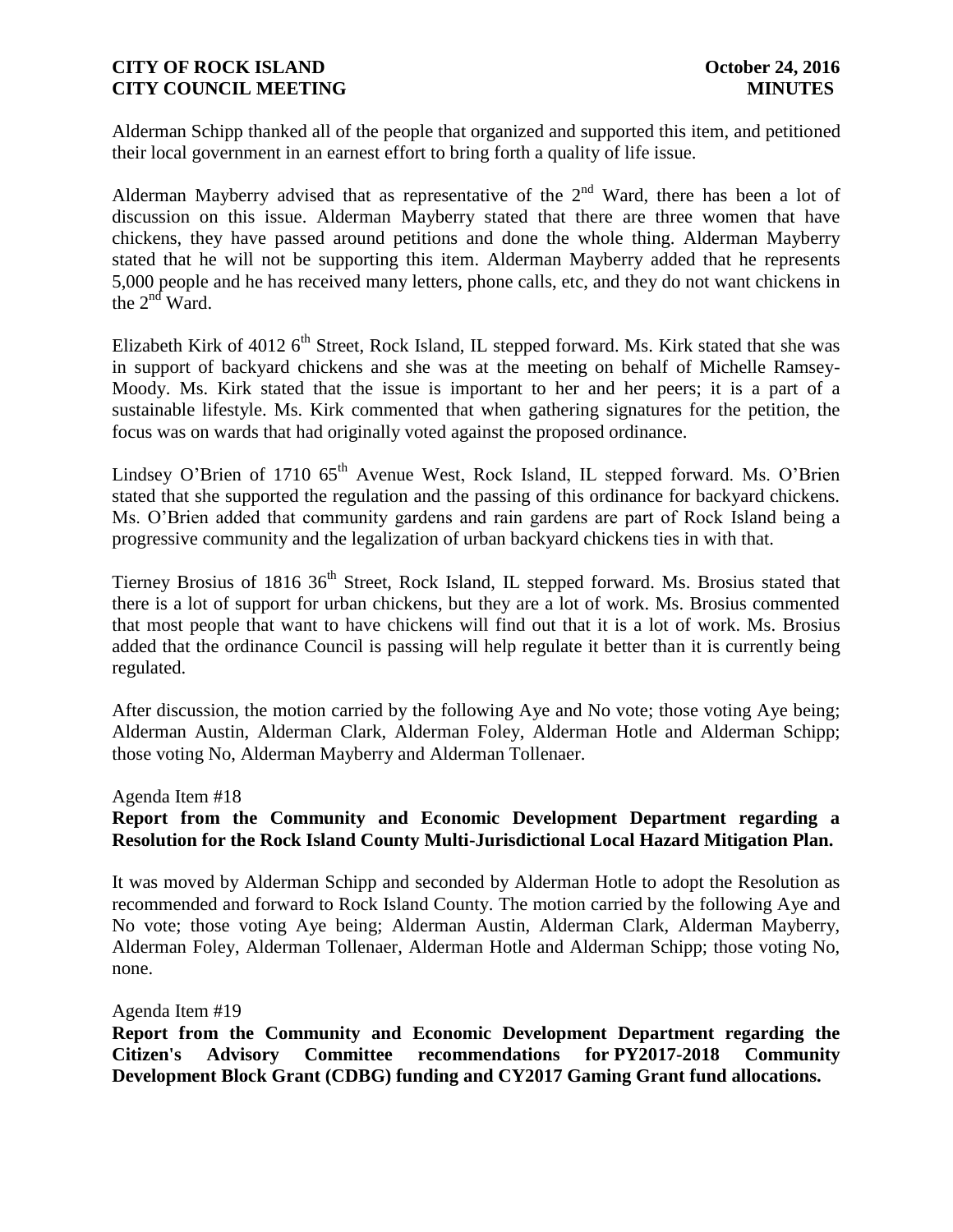Alderman Schipp thanked all of the people that organized and supported this item, and petitioned their local government in an earnest effort to bring forth a quality of life issue.

Alderman Mayberry advised that as representative of the 2nd Ward, there has been a lot of discussion on this issue. Alderman Mayberry stated that there are three women that have chickens, they have passed around petitions and done the whole thing. Alderman Mayberry stated that he will not be supporting this item. Alderman Mayberry added that he represents 5,000 people and he has received many letters, phone calls, etc, and they do not want chickens in the 2nd Ward.

Elizabeth Kirk of 4012 6th Street, Rock Island, IL stepped forward. Ms. Kirk stated that she was in support of backyard chickens and she was at the meeting on behalf of Michelle Ramsey-Moody. Ms. Kirk stated that the issue is important to her and her peers; it is a part of a sustainable lifestyle. Ms. Kirk commented that when gathering signatures for the petition, the focus was on wards that had originally voted against the proposed ordinance.

Lindsey O'Brien of 1710 65th Avenue West, Rock Island, IL stepped forward. Ms. O'Brien stated that she supported the regulation and the passing of this ordinance for backyard chickens. Ms. O'Brien added that community gardens and rain gardens are part of Rock Island being a progressive community and the legalization of urban backyard chickens ties in with that.

Tierney Brosius of 1816 36th Street, Rock Island, IL stepped forward. Ms. Brosius stated that there is a lot of support for urban chickens, but they are a lot of work. Ms. Brosius commented that most people that want to have chickens will find out that it is a lot of work. Ms. Brosius added that the ordinance Council is passing will help regulate it better than it is currently being regulated.

After discussion, the motion carried by the following Aye and No vote; those voting Aye being; Alderman Austin, Alderman Clark, Alderman Foley, Alderman Hotle and Alderman Schipp; those voting No, Alderman Mayberry and Alderman Tollenaer.

Agenda Item #18

**Report from the Community and Economic Development Department regarding a Resolution for the Rock Island County Multi-Jurisdictional Local Hazard Mitigation Plan.**

It was moved by Alderman Schipp and seconded by Alderman Hotle to adopt the Resolution as recommended and forward to Rock Island County. The motion carried by the following Aye and No vote; those voting Aye being; Alderman Austin, Alderman Clark, Alderman Mayberry, Alderman Foley, Alderman Tollenaer, Alderman Hotle and Alderman Schipp; those voting No, none.

Agenda Item #19

**Report from the Community and Economic Development Department regarding the Citizen's Advisory Committee recommendations for PY2017-2018 Community Development Block Grant (CDBG) funding and CY2017 Gaming Grant fund allocations.**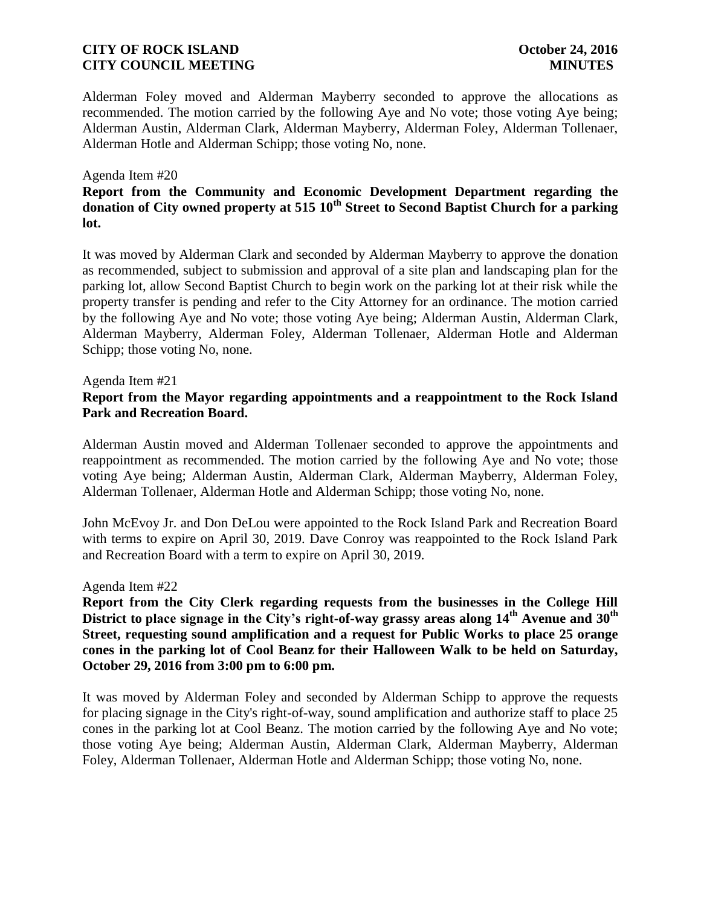Alderman Foley moved and Alderman Mayberry seconded to approve the allocations as recommended. The motion carried by the following Aye and No vote; those voting Aye being; Alderman Austin, Alderman Clark, Alderman Mayberry, Alderman Foley, Alderman Tollenaer, Alderman Hotle and Alderman Schipp; those voting No, none.

Agenda Item #20

**Report from the Community and Economic Development Department regarding the donation of City owned property at 515 10th Street to Second Baptist Church for a parking lot.**

It was moved by Alderman Clark and seconded by Alderman Mayberry to approve the donation as recommended, subject to submission and approval of a site plan and landscaping plan for the parking lot, allow Second Baptist Church to begin work on the parking lot at their risk while the property transfer is pending and refer to the City Attorney for an ordinance. The motion carried by the following Aye and No vote; those voting Aye being; Alderman Austin, Alderman Clark, Alderman Mayberry, Alderman Foley, Alderman Tollenaer, Alderman Hotle and Alderman Schipp; those voting No, none.

Agenda Item #21

**Report from the Mayor regarding appointments and a reappointment to the Rock Island Park and Recreation Board.**

Alderman Austin moved and Alderman Tollenaer seconded to approve the appointments and reappointment as recommended. The motion carried by the following Aye and No vote; those voting Aye being; Alderman Austin, Alderman Clark, Alderman Mayberry, Alderman Foley, Alderman Tollenaer, Alderman Hotle and Alderman Schipp; those voting No, none.

John McEvoy Jr. and Don DeLou were appointed to the Rock Island Park and Recreation Board with terms to expire on April 30, 2019. Dave Conroy was reappointed to the Rock Island Park and Recreation Board with a term to expire on April 30, 2019.

Agenda Item #22

**Report from the City Clerk regarding requests from the businesses in the College Hill District to place signage in the City's right-of-way grassy areas along 14th Avenue and 30th Street, requesting sound amplification and a request for Public Works to place 25 orange cones in the parking lot of Cool Beanz for their Halloween Walk to be held on Saturday, October 29, 2016 from 3:00 pm to 6:00 pm.**

It was moved by Alderman Foley and seconded by Alderman Schipp to approve the requests for placing signage in the City's right-of-way, sound amplification and authorize staff to place 25 cones in the parking lot at Cool Beanz. The motion carried by the following Aye and No vote; those voting Aye being; Alderman Austin, Alderman Clark, Alderman Mayberry, Alderman Foley, Alderman Tollenaer, Alderman Hotle and Alderman Schipp; those voting No, none.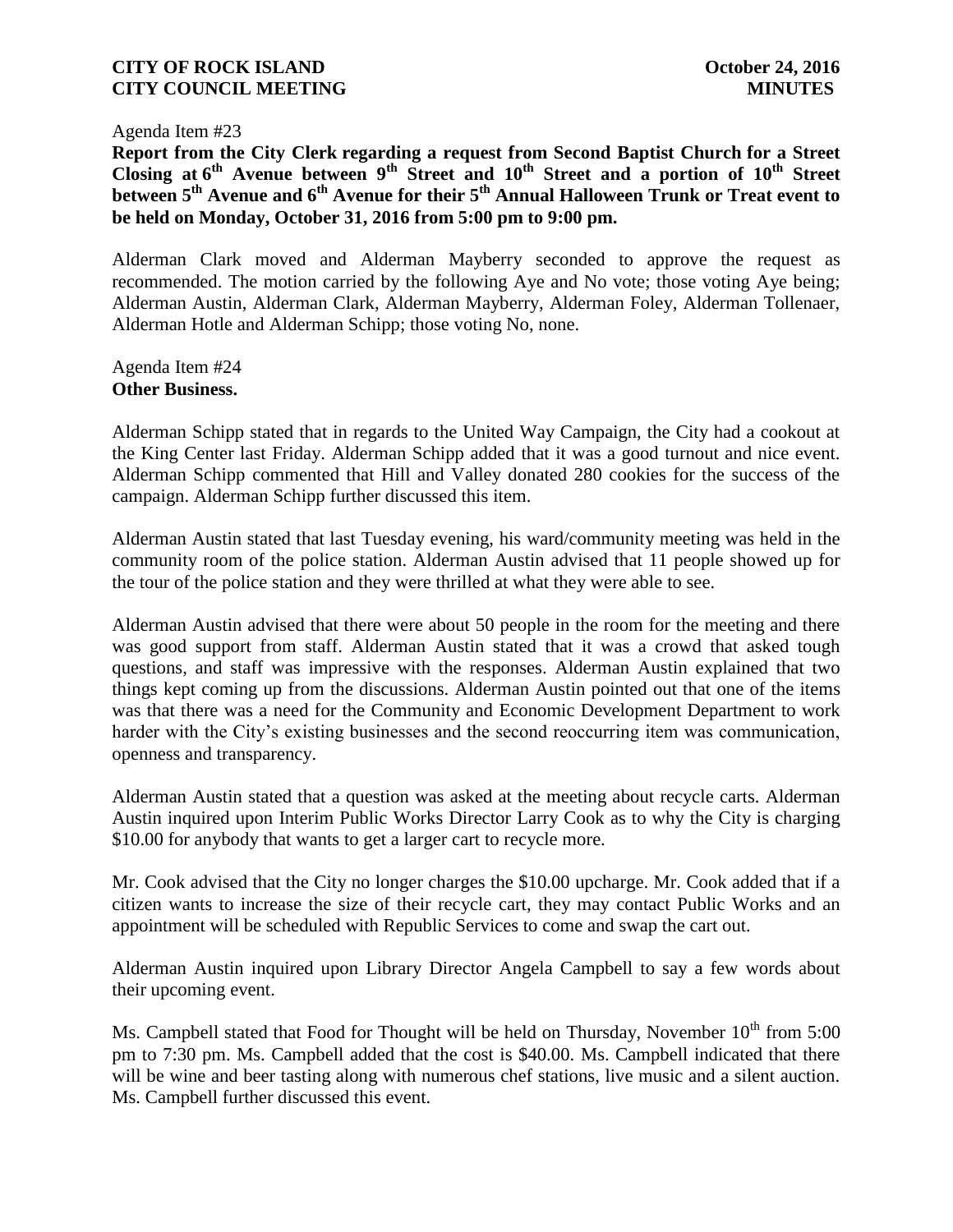Agenda Item #23

**Report from the City Clerk regarding a request from Second Baptist Church for a Street Closing at 6th Avenue between 9th Street and 10th Street and a portion of 10th Street between 5th Avenue and 6th Avenue for their 5th Annual Halloween Trunk or Treat event to be held on Monday, October 31, 2016 from 5:00 pm to 9:00 pm.**

Alderman Clark moved and Alderman Mayberry seconded to approve the request as recommended. The motion carried by the following Aye and No vote; those voting Aye being; Alderman Austin, Alderman Clark, Alderman Mayberry, Alderman Foley, Alderman Tollenaer, Alderman Hotle and Alderman Schipp; those voting No, none.

Agenda Item #24

**Other Business.**

Alderman Schipp stated that in regards to the United Way Campaign, the City had a cookout at the King Center last Friday. Alderman Schipp added that it was a good turnout and nice event. Alderman Schipp commented that Hill and Valley donated 280 cookies for the success of the campaign. Alderman Schipp further discussed this item.

Alderman Austin stated that last Tuesday evening, his ward/community meeting was held in the community room of the police station. Alderman Austin advised that 11 people showed up for the tour of the police station and they were thrilled at what they were able to see.

Alderman Austin advised that there were about 50 people in the room for the meeting and there was good support from staff. Alderman Austin stated that it was a crowd that asked tough questions, and staff was impressive with the responses. Alderman Austin explained that two things kept coming up from the discussions. Alderman Austin pointed out that one of the items was that there was a need for the Community and Economic Development Department to work harder with the City's existing businesses and the second reoccurring item was communication, openness and transparency.

Alderman Austin stated that a question was asked at the meeting about recycle carts. Alderman Austin inquired upon Interim Public Works Director Larry Cook as to why the City is charging $10.00 for anybody that wants to get a larger cart to recycle more.

Mr. Cook advised that the City no longer charges the $10.00 upcharge. Mr. Cook added that if a citizen wants to increase the size of their recycle cart, they may contact Public Works and an appointment will be scheduled with Republic Services to come and swap the cart out.

Alderman Austin inquired upon Library Director Angela Campbell to say a few words about their upcoming event.

Ms. Campbell stated that Food for Thought will be held on Thursday, November 10th from 5:00 pm to 7:30 pm. Ms. Campbell added that the cost is $40.00. Ms. Campbell indicated that there will be wine and beer tasting along with numerous chef stations, live music and a silent auction. Ms. Campbell further discussed this event.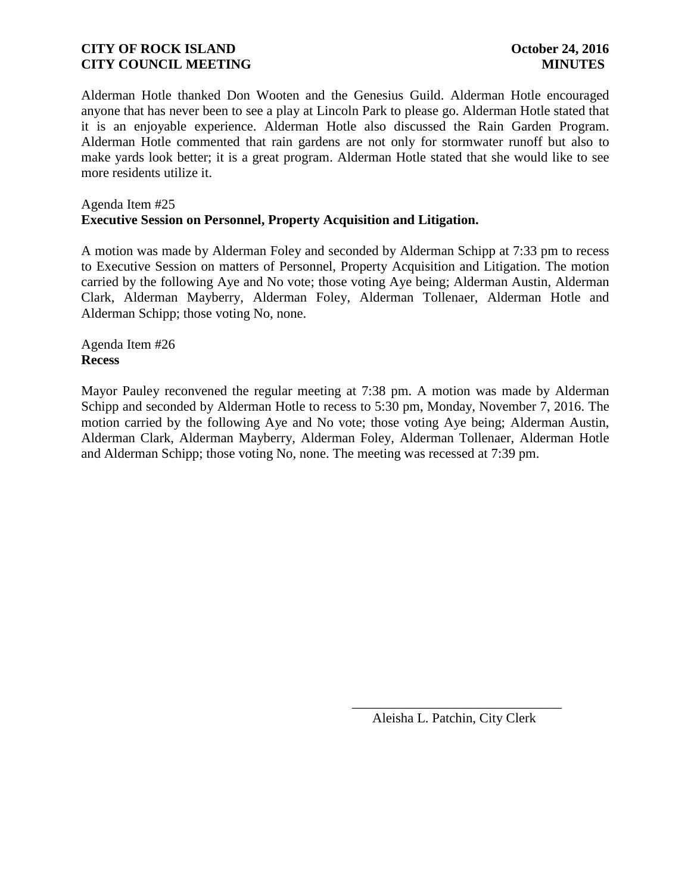Alderman Hotle thanked Don Wooten and the Genesius Guild. Alderman Hotle encouraged anyone that has never been to see a play at Lincoln Park to please go. Alderman Hotle stated that it is an enjoyable experience. Alderman Hotle also discussed the Rain Garden Program. Alderman Hotle commented that rain gardens are not only for stormwater runoff but also to make yards look better; it is a great program. Alderman Hotle stated that she would like to see more residents utilize it.

Agenda Item #25
**Executive Session on Personnel, Property Acquisition and Litigation.**

A motion was made by Alderman Foley and seconded by Alderman Schipp at 7:33 pm to recess to Executive Session on matters of Personnel, Property Acquisition and Litigation. The motion carried by the following Aye and No vote; those voting Aye being; Alderman Austin, Alderman Clark, Alderman Mayberry, Alderman Foley, Alderman Tollenaer, Alderman Hotle and Alderman Schipp; those voting No, none.

Agenda Item #26
**Recess**

Mayor Pauley reconvened the regular meeting at 7:38 pm. A motion was made by Alderman Schipp and seconded by Alderman Hotle to recess to 5:30 pm, Monday, November 7, 2016. The motion carried by the following Aye and No vote; those voting Aye being; Alderman Austin, Alderman Clark, Alderman Mayberry, Alderman Foley, Alderman Tollenaer, Alderman Hotle and Alderman Schipp; those voting No, none. The meeting was recessed at 7:39 pm.

\_\_\_\_\_\_\_\_\_\_\_\_\_\_\_\_\_\_\_\_\_\_\_\_\_\_\_\_\_\_\_\_
Aleisha L. Patchin, City Clerk